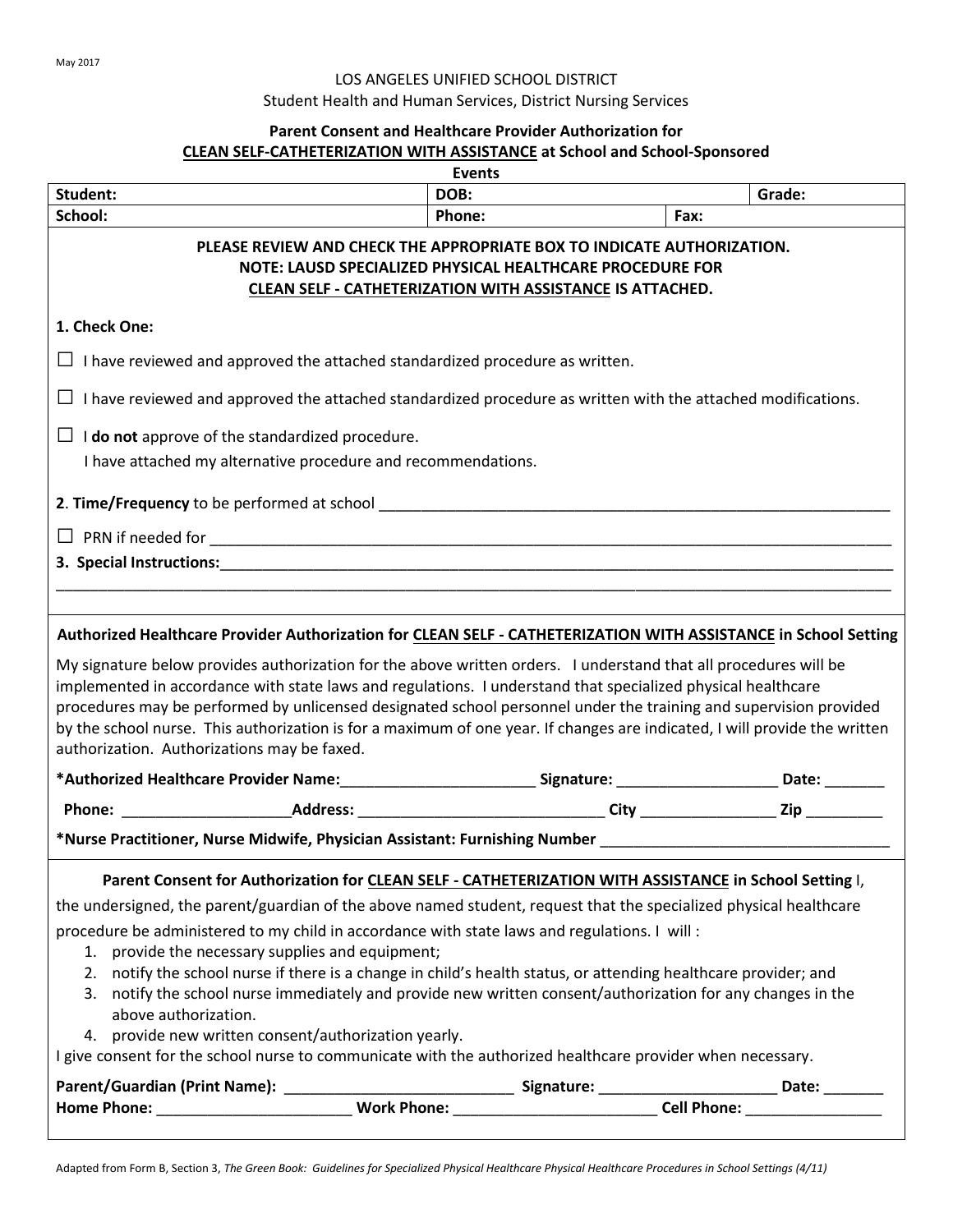May 2017

LOS ANGELES UNIFIED SCHOOL DISTRICT

Student Health and Human Services, District Nursing Services

**Parent Consent and Healthcare Provider Authorization for**
**CLEAN SELF-CATHETERIZATION WITH ASSISTANCE at School and School-Sponsored Events**

| **Student:** | **DOB:** | | **Grade:** |
|---|---|---|---|
| **School:** | **Phone:** | **Fax:** | |

**PLEASE REVIEW AND CHECK THE APPROPRIATE BOX TO INDICATE AUTHORIZATION.**
**NOTE: LAUSD SPECIALIZED PHYSICAL HEALTHCARE PROCEDURE FOR**
**CLEAN SELF - CATHETERIZATION WITH ASSISTANCE IS ATTACHED.**

**1. Check One:**

☐ I have reviewed and approved the attached standardized procedure as written.

☐ I have reviewed and approved the attached standardized procedure as written with the attached modifications.

☐ I **do not** approve of the standardized procedure.
I have attached my alternative procedure and recommendations.

**2. Time/Frequency** to be performed at school ____________________________________________________________

☐ PRN if needed for ____________________________________________________________________________

**3. Special Instructions:**___________________________________________________________________________

______________________________________________________________________________________________

**Authorized Healthcare Provider Authorization for CLEAN SELF - CATHETERIZATION WITH ASSISTANCE in School Setting**

My signature below provides authorization for the above written orders. I understand that all procedures will be implemented in accordance with state laws and regulations. I understand that specialized physical healthcare procedures may be performed by unlicensed designated school personnel under the training and supervision provided by the school nurse. This authorization is for a maximum of one year. If changes are indicated, I will provide the written authorization. Authorizations may be faxed.

**\*Authorized Healthcare Provider Name:**______________________ **Signature:** ___________________ **Date:** _______

**Phone:** ____________________**Address:** _____________________________ **City** ________________ **Zip** _________

**\*Nurse Practitioner, Nurse Midwife, Physician Assistant: Furnishing Number** __________________________________

**Parent Consent for Authorization for CLEAN SELF - CATHETERIZATION WITH ASSISTANCE in School Setting** I, the undersigned, the parent/guardian of the above named student, request that the specialized physical healthcare procedure be administered to my child in accordance with state laws and regulations. I will :

1. provide the necessary supplies and equipment;
2. notify the school nurse if there is a change in child's health status, or attending healthcare provider; and
3. notify the school nurse immediately and provide new written consent/authorization for any changes in the above authorization.
4. provide new written consent/authorization yearly.

I give consent for the school nurse to communicate with the authorized healthcare provider when necessary.

**Parent/Guardian (Print Name):** ___________________________ **Signature:** _____________________ **Date:** _______

**Home Phone:** _______________________ **Work Phone:** ________________________ **Cell Phone:** ________________

Adapted from Form B, Section 3, *The Green Book: Guidelines for Specialized Physical Healthcare Physical Healthcare Procedures in School Settings (4/11)*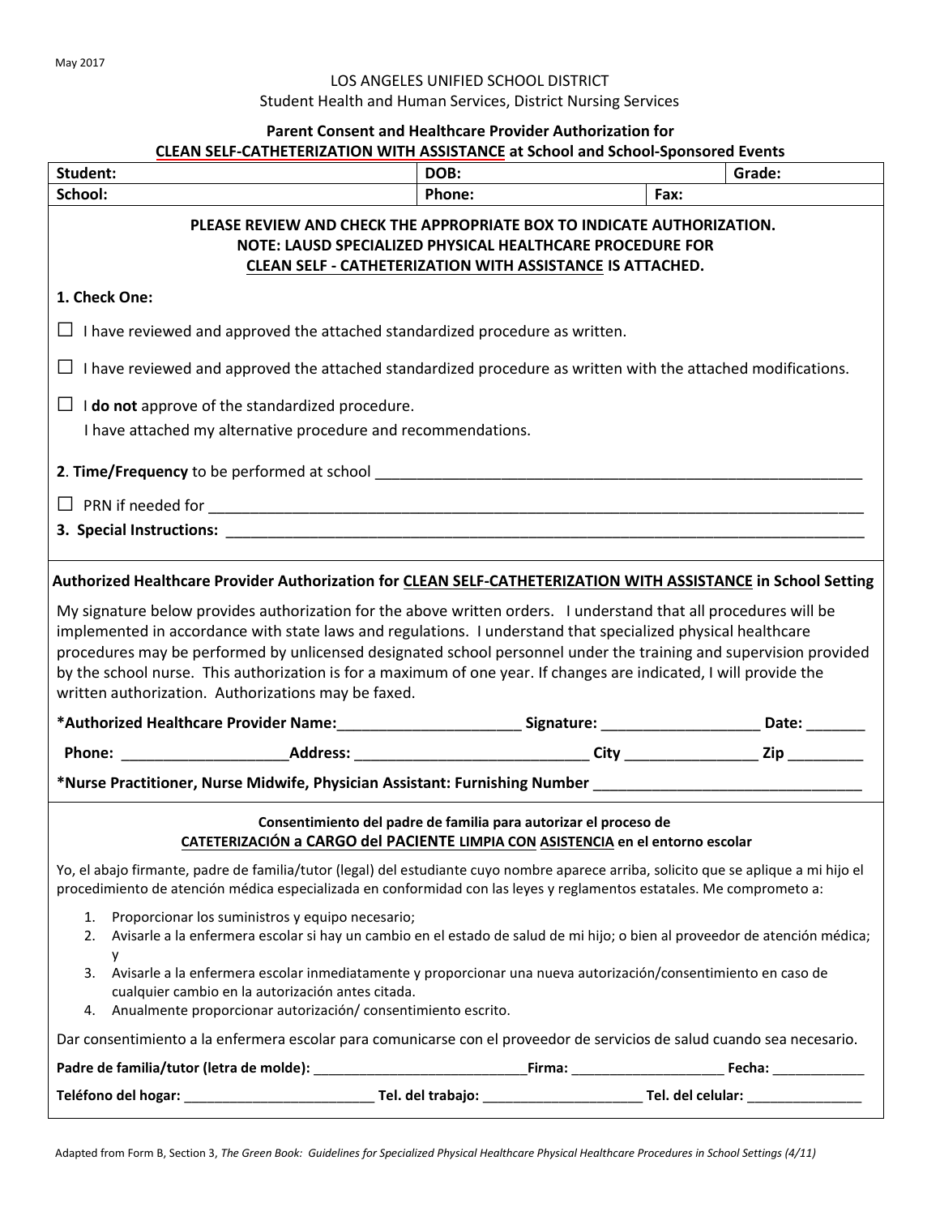May 2017

LOS ANGELES UNIFIED SCHOOL DISTRICT
Student Health and Human Services, District Nursing Services

**Parent Consent and Healthcare Provider Authorization for**
**CLEAN SELF-CATHETERIZATION WITH ASSISTANCE at School and School-Sponsored Events**

| | | | |
|---|---|---|---|
| **Student:** | **DOB:** | | **Grade:** |
| **School:** | **Phone:** | **Fax:** | |

**PLEASE REVIEW AND CHECK THE APPROPRIATE BOX TO INDICATE AUTHORIZATION.**
**NOTE: LAUSD SPECIALIZED PHYSICAL HEALTHCARE PROCEDURE FOR**
**CLEAN SELF - CATHETERIZATION WITH ASSISTANCE IS ATTACHED.**

**1. Check One:**

☐ I have reviewed and approved the attached standardized procedure as written.

☐ I have reviewed and approved the attached standardized procedure as written with the attached modifications.

☐ I **do not** approve of the standardized procedure.
I have attached my alternative procedure and recommendations.

**2**. **Time/Frequency** to be performed at school ____________________________________________

☐ PRN if needed for ____________________________________________

**3. Special Instructions:** ____________________________________________

**Authorized Healthcare Provider Authorization for CLEAN SELF-CATHETERIZATION WITH ASSISTANCE in School Setting**

My signature below provides authorization for the above written orders. I understand that all procedures will be implemented in accordance with state laws and regulations. I understand that specialized physical healthcare procedures may be performed by unlicensed designated school personnel under the training and supervision provided by the school nurse. This authorization is for a maximum of one year. If changes are indicated, I will provide the written authorization. Authorizations may be faxed.

**\*Authorized Healthcare Provider Name:**______________________ **Signature:** ___________________ **Date:** _______

**Phone:** ___________________**Address:** ____________________________ **City** _______________ **Zip** _________

**\*Nurse Practitioner, Nurse Midwife, Physician Assistant: Furnishing Number** _______________________________

**Consentimiento del padre de familia para autorizar el proceso de**
**CATETERIZACIÓN a CARGO del PACIENTE LIMPIA CON ASISTENCIA en el entorno escolar**

Yo, el abajo firmante, padre de familia/tutor (legal) del estudiante cuyo nombre aparece arriba, solicito que se aplique a mi hijo el procedimiento de atención médica especializada en conformidad con las leyes y reglamentos estatales. Me comprometo a:

1. Proporcionar los suministros y equipo necesario;
2. Avisarle a la enfermera escolar si hay un cambio en el estado de salud de mi hijo; o bien al proveedor de atención médica; y
3. Avisarle a la enfermera escolar inmediatamente y proporcionar una nueva autorización/consentimiento en caso de cualquier cambio en la autorización antes citada.
4. Anualmente proporcionar autorización/ consentimiento escrito.

Dar consentimiento a la enfermera escolar para comunicarse con el proveedor de servicios de salud cuando sea necesario.

**Padre de familia/tutor (letra de molde):** ____________________________**Firma:** ___________________ **Fecha:** ____________

**Teléfono del hogar:** ________________________ **Tel. del trabajo:** ____________________ **Tel. del celular:** _______________

Adapted from Form B, Section 3, *The Green Book: Guidelines for Specialized Physical Healthcare Physical Healthcare Procedures in School Settings (4/11)*